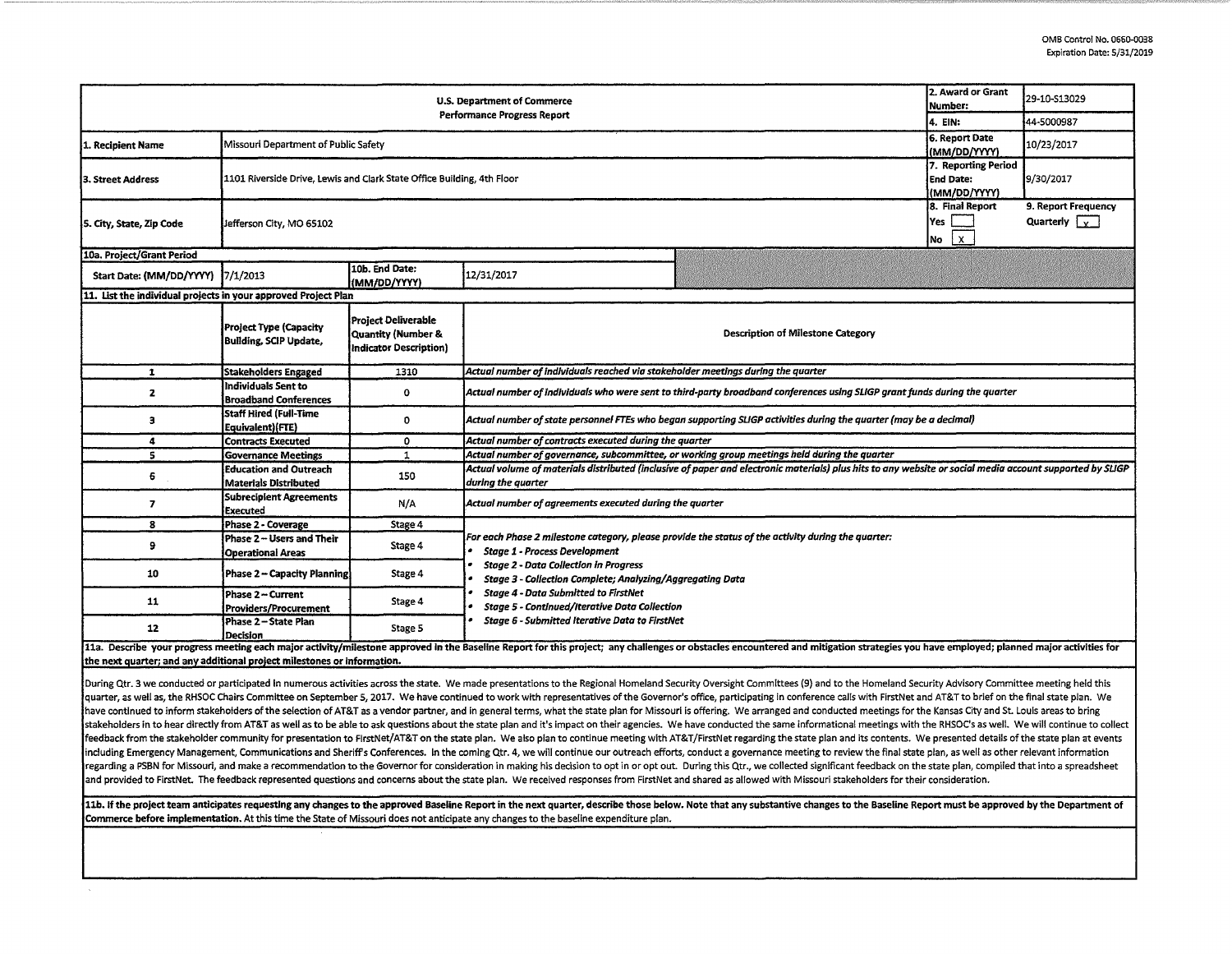OMB Control No. 0660-0038
Expiration Date: 5/31/2019

| U.S. Department of Commerce<br>Performance Progress Report | | | 2. Award or Grant Number: | 29-10-S13029 |
|---|---|---|---|---|
| | | | 4. EIN: | 44-5000987 |
| 1. Recipient Name | Missouri Department of Public Safety | | 6. Report Date (MM/DD/YYYY) | 10/23/2017 |
| 3. Street Address | 1101 Riverside Drive, Lewis and Clark State Office Building, 4th Floor | | 7. Reporting Period End Date: (MM/DD/YYYY) | 9/30/2017 |
| 5. City, State, Zip Code | Jefferson City, MO 65102 | | 8. Final Report<br>Yes [ ]<br>No [X] | 9. Report Frequency<br>Quarterly [x] |

| 10a. Project/Grant Period | | | |
|---|---|---|---|
| Start Date: (MM/DD/YYYY) | 7/1/2013 | 10b. End Date: (MM/DD/YYYY) | 12/31/2017 |

**11. List the individual projects in your approved Project Plan**

| | Project Type (Capacity Building, SCIP Update, | Project Deliverable Quantity (Number & Indicator Description) | Description of Milestone Category |
|---|---|---|---|
| 1 | Stakeholders Engaged | 1310 | *Actual number of individuals reached via stakeholder meetings during the quarter* |
| 2 | Individuals Sent to Broadband Conferences | 0 | *Actual number of individuals who were sent to third-party broadband conferences using SLIGP grant funds during the quarter* |
| 3 | Staff Hired (Full-Time Equivalent)(FTE) | 0 | *Actual number of state personnel FTEs who began supporting SLIGP activities during the quarter (may be a decimal)* |
| 4 | Contracts Executed | 0 | *Actual number of contracts executed during the quarter* |
| 5 | Governance Meetings | 1 | *Actual number of governance, subcommittee, or working group meetings held during the quarter* |
| 6 | Education and Outreach Materials Distributed | 150 | *Actual volume of materials distributed (inclusive of paper and electronic materials) plus hits to any website or social media account supported by SLIGP during the quarter* |
| 7 | Subrecipient Agreements Executed | N/A | *Actual number of agreements executed during the quarter* |
| 8 | Phase 2 - Coverage | Stage 4 | *For each Phase 2 milestone category, please provide the status of the activity during the quarter:*<br>• *Stage 1 - Process Development*<br>• *Stage 2 - Data Collection in Progress*<br>• *Stage 3 - Collection Complete; Analyzing/Aggregating Data*<br>• *Stage 4 - Data Submitted to FirstNet*<br>• *Stage 5 - Continued/Iterative Data Collection*<br>• *Stage 6 - Submitted Iterative Data to FirstNet* |
| 9 | Phase 2 – Users and Their Operational Areas | Stage 4 | |
| 10 | Phase 2 – Capacity Planning | Stage 4 | |
| 11 | Phase 2 – Current Providers/Procurement | Stage 4 | |
| 12 | Phase 2 – State Plan Decision | Stage 5 | |

**11a. Describe your progress meeting each major activity/milestone approved in the Baseline Report for this project; any challenges or obstacles encountered and mitigation strategies you have employed; planned major activities for the next quarter; and any additional project milestones or information.**

During Qtr. 3 we conducted or participated in numerous activities across the state. We made presentations to the Regional Homeland Security Oversight Committees (9) and to the Homeland Security Advisory Committee meeting held this quarter, as well as, the RHSOC Chairs Committee on September 5, 2017. We have continued to work with representatives of the Governor's office, participating in conference calls with FirstNet and AT&T to brief on the final state plan. We have continued to inform stakeholders of the selection of AT&T as a vendor partner, and in general terms, what the state plan for Missouri is offering. We arranged and conducted meetings for the Kansas City and St. Louis areas to bring stakeholders in to hear directly from AT&T as well as to be able to ask questions about the state plan and it's impact on their agencies. We have conducted the same informational meetings with the RHSOC's as well. We will continue to collect feedback from the stakeholder community for presentation to FirstNet/AT&T on the state plan. We also plan to continue meeting with AT&T/FirstNet regarding the state plan and its contents. We presented details of the state plan at events including Emergency Management, Communications and Sheriff's Conferences. In the coming Qtr. 4, we will continue our outreach efforts, conduct a governance meeting to review the final state plan, as well as other relevant information regarding a PSBN for Missouri, and make a recommendation to the Governor for consideration in making his decision to opt in or opt out. During this Qtr., we collected significant feedback on the state plan, compiled that into a spreadsheet and provided to FirstNet. The feedback represented questions and concerns about the state plan. We received responses from FirstNet and shared as allowed with Missouri stakeholders for their consideration.

**11b. If the project team anticipates requesting any changes to the approved Baseline Report in the next quarter, describe those below. Note that any substantive changes to the Baseline Report must be approved by the Department of Commerce before implementation.** At this time the State of Missouri does not anticipate any changes to the baseline expenditure plan.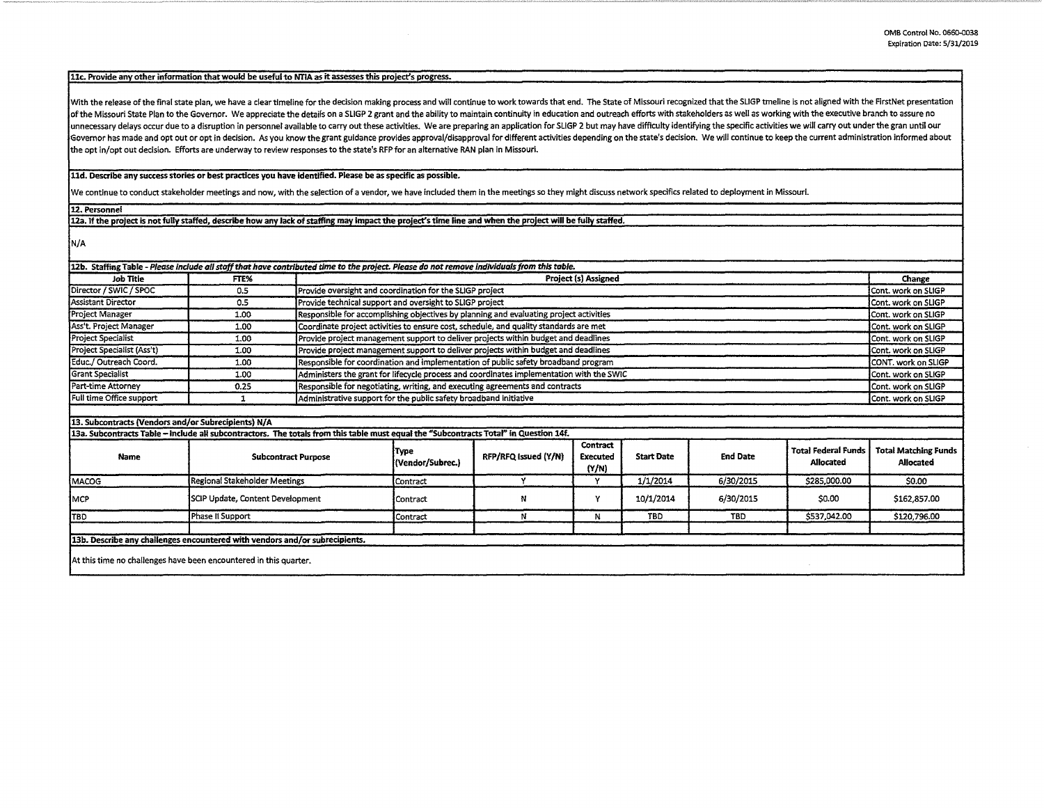**11c. Provide any other information that would be useful to NTIA as it assesses this project's progress.**

With the release of the final state plan, we have a clear timeline for the decision making process and will continue to work towards that end. The State of Missouri recognized that the SLIGP tmeline is not aligned with the FirstNet presentation of the Missouri State Plan to the Governor. We appreciate the details on a SLIGP 2 grant and the ability to maintain continuity in education and outreach efforts with stakeholders as well as working with the executive branch to assure no unnecessary delays occur due to a disruption in personnel available to carry out these activities. We are preparing an application for SLIGP 2 but may have difficulty identifying the specific activities we will carry out under the gran until our Governor has made and opt out or opt in decision. As you know the grant guidance provides approval/disapproval for different activities depending on the state's decision. We will continue to keep the current administration informed about the opt in/opt out decision. Efforts are underway to review responses to the state's RFP for an alternative RAN plan in Missouri.

**11d. Describe any success stories or best practices you have identified. Please be as specific as possible.**

We continue to conduct stakeholder meetings and now, with the selection of a vendor, we have included them in the meetings so they might discuss network specifics related to deployment in Missouri.

**12. Personnel**

**12a. If the project is not fully staffed, describe how any lack of staffing may impact the project's time line and when the project will be fully staffed.**

N/A

**12b. Staffing Table - *Please include all staff that have contributed time to the project. Please do not remove individuals from this table.***

| Job Title | FTE% | Project (s) Assigned | Change |
|---|---|---|---|
| Director / SWIC / SPOC | 0.5 | Provide oversight and coordination for the SLIGP project | Cont. work on SLIGP |
| Assistant Director | 0.5 | Provide technical support and oversight to SLIGP project | Cont. work on SLIGP |
| Project Manager | 1.00 | Responsible for accomplishing objectives by planning and evaluating project activities | Cont. work on SLIGP |
| Ass't. Project Manager | 1.00 | Coordinate project activities to ensure cost, schedule, and quality standards are met | Cont. work on SLIGP |
| Project Specialist | 1.00 | Provide project management support to deliver projects within budget and deadlines | Cont. work on SLIGP |
| Project Specialist (Ass't) | 1.00 | Provide project management support to deliver projects within budget and deadlines | Cont. work on SLIGP |
| Educ./ Outreach Coord. | 1.00 | Responsible for coordination and implementation of public safety broadband program | CONT. work on SLIGP |
| Grant Specialist | 1.00 | Administers the grant for lifecycle process and coordinates implementation with the SWIC | Cont. work on SLIGP |
| Part-time Attorney | 0.25 | Responsible for negotiating, writing, and executing agreements and contracts | Cont. work on SLIGP |
| Full time Office support | 1 | Administrative support for the public safety broadband initiative | Cont. work on SLIGP |

**13. Subcontracts (Vendors and/or Subrecipients) N/A**

**13a. Subcontracts Table – Include all subcontractors. The totals from this table must equal the "Subcontracts Total" in Question 14f.**

| Name | Subcontract Purpose | Type (Vendor/Subrec.) | RFP/RFQ Issued (Y/N) | Contract Executed (Y/N) | Start Date | End Date | Total Federal Funds Allocated | Total Matching Funds Allocated |
|---|---|---|---|---|---|---|---|---|
| MACOG | Regional Stakeholder Meetings | Contract | Y | Y | 1/1/2014 | 6/30/2015 | $285,000.00 | $0.00 |
| MCP | SCIP Update, Content Development | Contract | N | Y | 10/1/2014 | 6/30/2015 | $0.00 | $162,857.00 |
| TBD | Phase II Support | Contract | N | N | TBD | TBD | $537,042.00 | $120,796.00 |
| | | | | | | | | |

**13b. Describe any challenges encountered with vendors and/or subrecipients.**

At this time no challenges have been encountered in this quarter.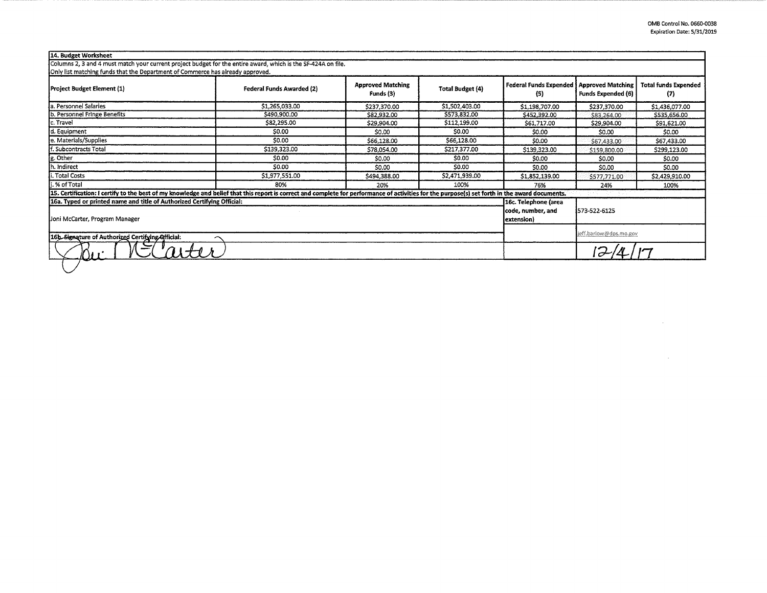| 14. Budget Worksheet | | | | | | |
|---|---|---|---|---|---|---|
| Columns 2, 3 and 4 must match your current project budget for the entire award, which is the SF-424A on file. Only list matching funds that the Department of Commerce has already approved. | | | | | | |
| Project Budget Element (1) | Federal Funds Awarded (2) | Approved Matching Funds (3) | Total Budget (4) | Federal Funds Expended (5) | Approved Matching Funds Expended (6) | Total funds Expended (7) |
| a. Personnel Salaries | $1,265,033.00 | $237,370.00 | $1,502,403.00 | $1,198,707.00 | $237,370.00 | $1,436,077.00 |
| b. Personnel Fringe Benefits | $490,900.00 | $82,932.00 | $573,832.00 | $452,392.00 | $83,264.00 | $535,656.00 |
| c. Travel | $82,295.00 | $29,904.00 | $112,199.00 | $61,717.00 | $29,904.00 | $91,621.00 |
| d. Equipment | $0.00 | $0.00 | $0.00 | $0.00 | $0.00 | $0.00 |
| e. Materials/Supplies | $0.00 | $66,128.00 | $66,128.00 | $0.00 | $67,433.00 | $67,433.00 |
| f. Subcontracts Total | $139,323.00 | $78,054.00 | $217,377.00 | $139,323.00 | $159,800.00 | $299,123.00 |
| g. Other | $0.00 | $0.00 | $0.00 | $0.00 | $0.00 | $0.00 |
| h. Indirect | $0.00 | $0.00 | $0.00 | $0.00 | $0.00 | $0.00 |
| i. Total Costs | $1,977,551.00 | $494,388.00 | $2,471,939.00 | $1,852,139.00 | $577,771.00 | $2,429,910.00 |
| j. % of Total | 80% | 20% | 100% | 76% | 24% | 100% |

**15. Certification: I certify to the best of my knowledge and belief that this report is correct and complete for performance of activities for the purpose(s) set forth in the award documents.**

| | | |
|---|---|---|
| **16a. Typed or printed name and title of Authorized Certifying Official:** Joni McCarter, Program Manager | 16c. Telephone (area code, number, and extension) | 573-522-6125 |
| | | jeff.barlow@dps.mo.gov |
| **16b. Signature of Authorized Certifying Official:** Joni McCarter | | 12/4/17 |